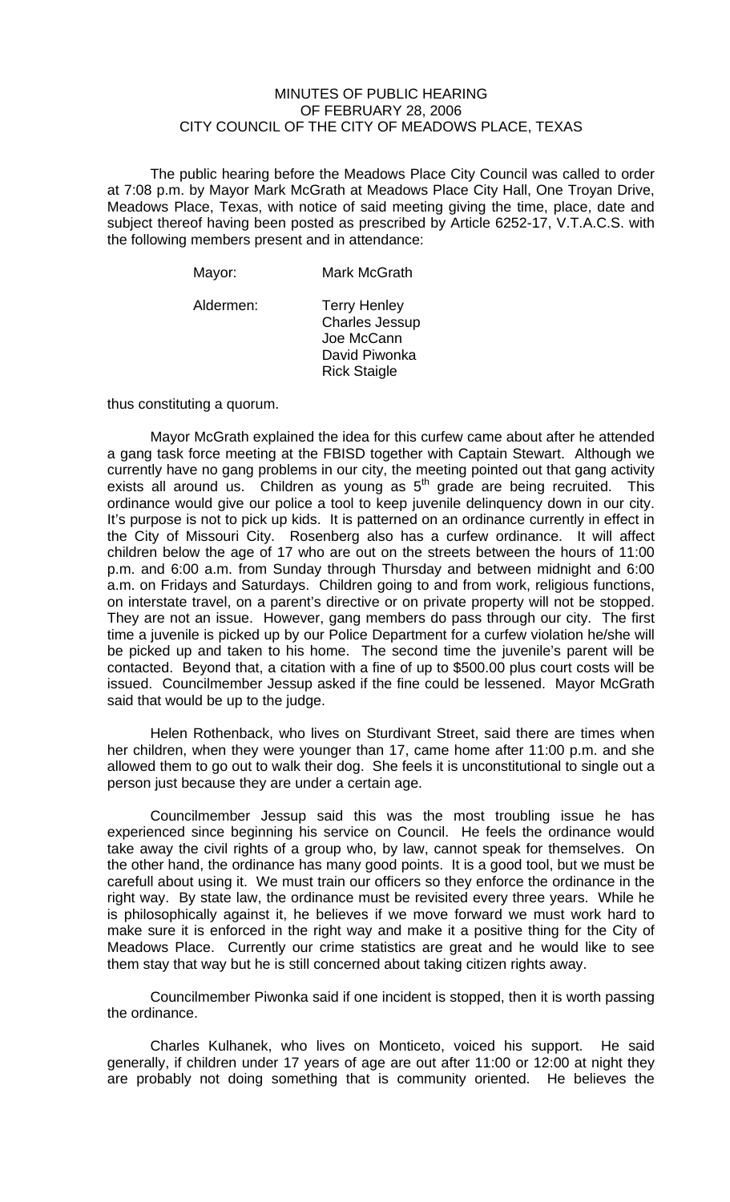# MINUTES OF PUBLIC HEARING
# OF FEBRUARY 28, 2006
# CITY COUNCIL OF THE CITY OF MEADOWS PLACE, TEXAS

The public hearing before the Meadows Place City Council was called to order at 7:08 p.m. by Mayor Mark McGrath at Meadows Place City Hall, One Troyan Drive, Meadows Place, Texas, with notice of said meeting giving the time, place, date and subject thereof having been posted as prescribed by Article 6252-17, V.T.A.C.S. with the following members present and in attendance:

Mayor: Mark McGrath

Aldermen: Terry Henley
Charles Jessup
Joe McCann
David Piwonka
Rick Staigle

thus constituting a quorum.

Mayor McGrath explained the idea for this curfew came about after he attended a gang task force meeting at the FBISD together with Captain Stewart. Although we currently have no gang problems in our city, the meeting pointed out that gang activity exists all around us. Children as young as 5th grade are being recruited. This ordinance would give our police a tool to keep juvenile delinquency down in our city. It's purpose is not to pick up kids. It is patterned on an ordinance currently in effect in the City of Missouri City. Rosenberg also has a curfew ordinance. It will affect children below the age of 17 who are out on the streets between the hours of 11:00 p.m. and 6:00 a.m. from Sunday through Thursday and between midnight and 6:00 a.m. on Fridays and Saturdays. Children going to and from work, religious functions, on interstate travel, on a parent's directive or on private property will not be stopped. They are not an issue. However, gang members do pass through our city. The first time a juvenile is picked up by our Police Department for a curfew violation he/she will be picked up and taken to his home. The second time the juvenile's parent will be contacted. Beyond that, a citation with a fine of up to $500.00 plus court costs will be issued. Councilmember Jessup asked if the fine could be lessened. Mayor McGrath said that would be up to the judge.

Helen Rothenback, who lives on Sturdivant Street, said there are times when her children, when they were younger than 17, came home after 11:00 p.m. and she allowed them to go out to walk their dog. She feels it is unconstitutional to single out a person just because they are under a certain age.

Councilmember Jessup said this was the most troubling issue he has experienced since beginning his service on Council. He feels the ordinance would take away the civil rights of a group who, by law, cannot speak for themselves. On the other hand, the ordinance has many good points. It is a good tool, but we must be carefull about using it. We must train our officers so they enforce the ordinance in the right way. By state law, the ordinance must be revisited every three years. While he is philosophically against it, he believes if we move forward we must work hard to make sure it is enforced in the right way and make it a positive thing for the City of Meadows Place. Currently our crime statistics are great and he would like to see them stay that way but he is still concerned about taking citizen rights away.

Councilmember Piwonka said if one incident is stopped, then it is worth passing the ordinance.

Charles Kulhanek, who lives on Monticeto, voiced his support. He said generally, if children under 17 years of age are out after 11:00 or 12:00 at night they are probably not doing something that is community oriented. He believes the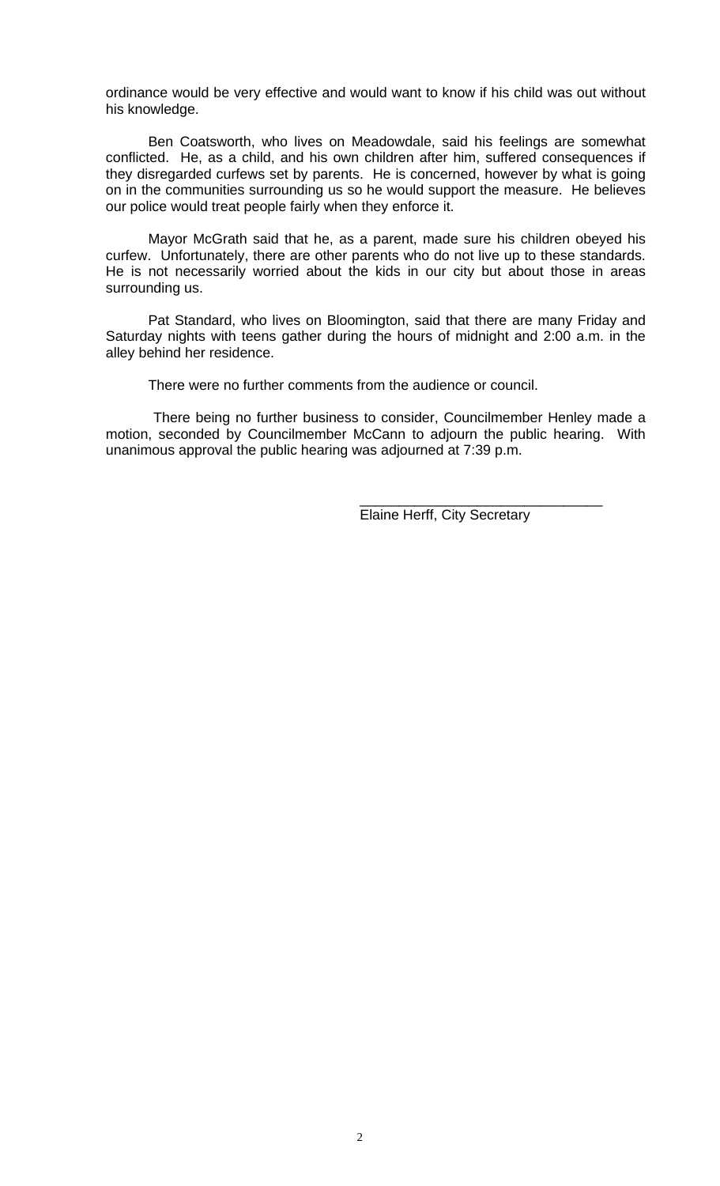ordinance would be very effective and would want to know if his child was out without his knowledge.

Ben Coatsworth, who lives on Meadowdale, said his feelings are somewhat conflicted. He, as a child, and his own children after him, suffered consequences if they disregarded curfews set by parents. He is concerned, however by what is going on in the communities surrounding us so he would support the measure. He believes our police would treat people fairly when they enforce it.

Mayor McGrath said that he, as a parent, made sure his children obeyed his curfew. Unfortunately, there are other parents who do not live up to these standards. He is not necessarily worried about the kids in our city but about those in areas surrounding us.

Pat Standard, who lives on Bloomington, said that there are many Friday and Saturday nights with teens gather during the hours of midnight and 2:00 a.m. in the alley behind her residence.

There were no further comments from the audience or council.

There being no further business to consider, Councilmember Henley made a motion, seconded by Councilmember McCann to adjourn the public hearing. With unanimous approval the public hearing was adjourned at 7:39 p.m.

\_\_\_\_\_\_\_\_\_\_\_\_\_\_\_\_\_\_\_\_\_\_\_\_\_\_\_\_\_\_\_\_

Elaine Herff, City Secretary